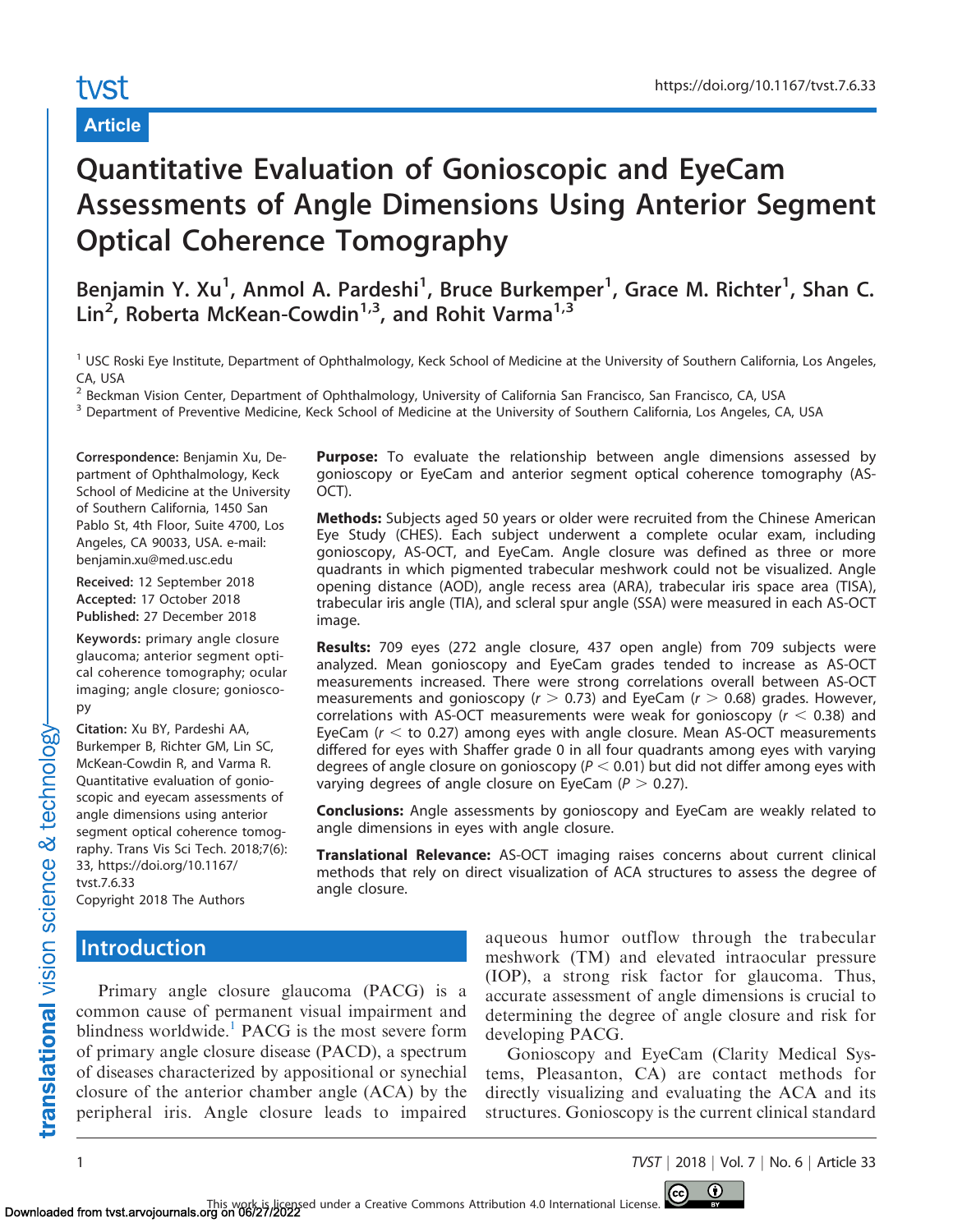Article

# Quantitative Evaluation of Gonioscopic and EyeCam Assessments of Angle Dimensions Using Anterior Segment Optical Coherence Tomography

Benjamin Y. Xu[1], Anmol A. Pardeshi[1], Bruce Burkemper[1], Grace M. Richter[1], Shan C. Lin[2], Roberta McKean-Cowdin[1,3], and Rohit Varma[1,3]

[1] USC Roski Eye Institute, Department of Ophthalmology, Keck School of Medicine at the University of Southern California, Los Angeles, CA, USA
[2] Beckman Vision Center, Department of Ophthalmology, University of California San Francisco, San Francisco, CA, USA
[3] Department of Preventive Medicine, Keck School of Medicine at the University of Southern California, Los Angeles, CA, USA

**Correspondence:** Benjamin Xu, Department of Ophthalmology, Keck School of Medicine at the University of Southern California, 1450 San Pablo St, 4th Floor, Suite 4700, Los Angeles, CA 90033, USA. e-mail: benjamin.xu@med.usc.edu

**Received:** 12 September 2018
**Accepted:** 17 October 2018
**Published:** 27 December 2018

**Keywords:** primary angle closure glaucoma; anterior segment optical coherence tomography; ocular imaging; angle closure; gonioscopy

**Citation:** Xu BY, Pardeshi AA, Burkemper B, Richter GM, Lin SC, McKean-Cowdin R, and Varma R. Quantitative evaluation of gonioscopic and eyecam assessments of angle dimensions using anterior segment optical coherence tomography. Trans Vis Sci Tech. 2018;7(6):33, https://doi.org/10.1167/tvst.7.6.33
Copyright 2018 The Authors

**Purpose:** To evaluate the relationship between angle dimensions assessed by gonioscopy or EyeCam and anterior segment optical coherence tomography (AS-OCT).

**Methods:** Subjects aged 50 years or older were recruited from the Chinese American Eye Study (CHES). Each subject underwent a complete ocular exam, including gonioscopy, AS-OCT, and EyeCam. Angle closure was defined as three or more quadrants in which pigmented trabecular meshwork could not be visualized. Angle opening distance (AOD), angle recess area (ARA), trabecular iris space area (TISA), trabecular iris angle (TIA), and scleral spur angle (SSA) were measured in each AS-OCT image.

**Results:** 709 eyes (272 angle closure, 437 open angle) from 709 subjects were analyzed. Mean gonioscopy and EyeCam grades tended to increase as AS-OCT measurements increased. There were strong correlations overall between AS-OCT measurements and gonioscopy ($r > 0.73$) and EyeCam ($r > 0.68$) grades. However, correlations with AS-OCT measurements were weak for gonioscopy ($r < 0.38$) and EyeCam ($r <$ to 0.27) among eyes with angle closure. Mean AS-OCT measurements differed for eyes with Shaffer grade 0 in all four quadrants among eyes with varying degrees of angle closure on gonioscopy ($P < 0.01$) but did not differ among eyes with varying degrees of angle closure on EyeCam ($P > 0.27$).

**Conclusions:** Angle assessments by gonioscopy and EyeCam are weakly related to angle dimensions in eyes with angle closure.

**Translational Relevance:** AS-OCT imaging raises concerns about current clinical methods that rely on direct visualization of ACA structures to assess the degree of angle closure.

## Introduction

Primary angle closure glaucoma (PACG) is a common cause of permanent visual impairment and blindness worldwide.[1] PACG is the most severe form of primary angle closure disease (PACD), a spectrum of diseases characterized by appositional or synechial closure of the anterior chamber angle (ACA) by the peripheral iris. Angle closure leads to impaired aqueous humor outflow through the trabecular meshwork (TM) and elevated intraocular pressure (IOP), a strong risk factor for glaucoma. Thus, accurate assessment of angle dimensions is crucial to determining the degree of angle closure and risk for developing PACG.

Gonioscopy and EyeCam (Clarity Medical Systems, Pleasanton, CA) are contact methods for directly visualizing and evaluating the ACA and its structures. Gonioscopy is the current clinical standard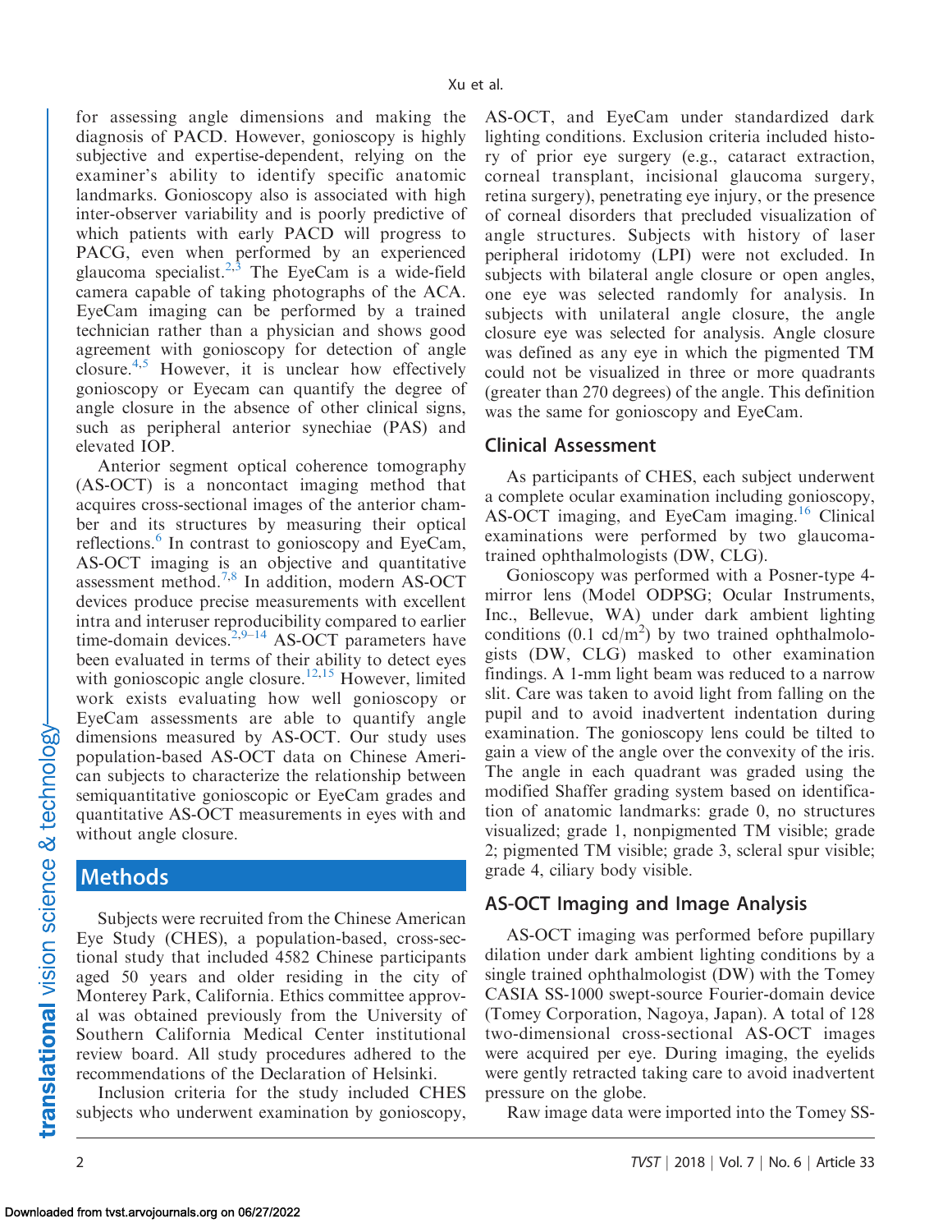for assessing angle dimensions and making the diagnosis of PACD. However, gonioscopy is highly subjective and expertise-dependent, relying on the examiner's ability to identify specific anatomic landmarks. Gonioscopy also is associated with high inter-observer variability and is poorly predictive of which patients with early PACD will progress to PACG, even when performed by an experienced glaucoma specialist.[2,3] The EyeCam is a wide-field camera capable of taking photographs of the ACA. EyeCam imaging can be performed by a trained technician rather than a physician and shows good agreement with gonioscopy for detection of angle closure.[4,5] However, it is unclear how effectively gonioscopy or Eyecam can quantify the degree of angle closure in the absence of other clinical signs, such as peripheral anterior synechiae (PAS) and elevated IOP.

Anterior segment optical coherence tomography (AS-OCT) is a noncontact imaging method that acquires cross-sectional images of the anterior chamber and its structures by measuring their optical reflections.[6] In contrast to gonioscopy and EyeCam, AS-OCT imaging is an objective and quantitative assessment method.[7,8] In addition, modern AS-OCT devices produce precise measurements with excellent intra and interuser reproducibility compared to earlier time-domain devices.[2,9–14] AS-OCT parameters have been evaluated in terms of their ability to detect eyes with gonioscopic angle closure.[12,15] However, limited work exists evaluating how well gonioscopy or EyeCam assessments are able to quantify angle dimensions measured by AS-OCT. Our study uses population-based AS-OCT data on Chinese American subjects to characterize the relationship between semiquantitative gonioscopic or EyeCam grades and quantitative AS-OCT measurements in eyes with and without angle closure.

## Methods

Subjects were recruited from the Chinese American Eye Study (CHES), a population-based, cross-sectional study that included 4582 Chinese participants aged 50 years and older residing in the city of Monterey Park, California. Ethics committee approval was obtained previously from the University of Southern California Medical Center institutional review board. All study procedures adhered to the recommendations of the Declaration of Helsinki.

Inclusion criteria for the study included CHES subjects who underwent examination by gonioscopy, AS-OCT, and EyeCam under standardized dark lighting conditions. Exclusion criteria included history of prior eye surgery (e.g., cataract extraction, corneal transplant, incisional glaucoma surgery, retina surgery), penetrating eye injury, or the presence of corneal disorders that precluded visualization of angle structures. Subjects with history of laser peripheral iridotomy (LPI) were not excluded. In subjects with bilateral angle closure or open angles, one eye was selected randomly for analysis. In subjects with unilateral angle closure, the angle closure eye was selected for analysis. Angle closure was defined as any eye in which the pigmented TM could not be visualized in three or more quadrants (greater than 270 degrees) of the angle. This definition was the same for gonioscopy and EyeCam.

### Clinical Assessment

As participants of CHES, each subject underwent a complete ocular examination including gonioscopy, AS-OCT imaging, and EyeCam imaging.[16] Clinical examinations were performed by two glaucoma-trained ophthalmologists (DW, CLG).

Gonioscopy was performed with a Posner-type 4-mirror lens (Model ODPSG; Ocular Instruments, Inc., Bellevue, WA) under dark ambient lighting conditions (0.1 cd/m$^2$) by two trained ophthalmologists (DW, CLG) masked to other examination findings. A 1-mm light beam was reduced to a narrow slit. Care was taken to avoid light from falling on the pupil and to avoid inadvertent indentation during examination. The gonioscopy lens could be tilted to gain a view of the angle over the convexity of the iris. The angle in each quadrant was graded using the modified Shaffer grading system based on identification of anatomic landmarks: grade 0, no structures visualized; grade 1, nonpigmented TM visible; grade 2; pigmented TM visible; grade 3, scleral spur visible; grade 4, ciliary body visible.

### AS-OCT Imaging and Image Analysis

AS-OCT imaging was performed before pupillary dilation under dark ambient lighting conditions by a single trained ophthalmologist (DW) with the Tomey CASIA SS-1000 swept-source Fourier-domain device (Tomey Corporation, Nagoya, Japan). A total of 128 two-dimensional cross-sectional AS-OCT images were acquired per eye. During imaging, the eyelids were gently retracted taking care to avoid inadvertent pressure on the globe.

Raw image data were imported into the Tomey SS-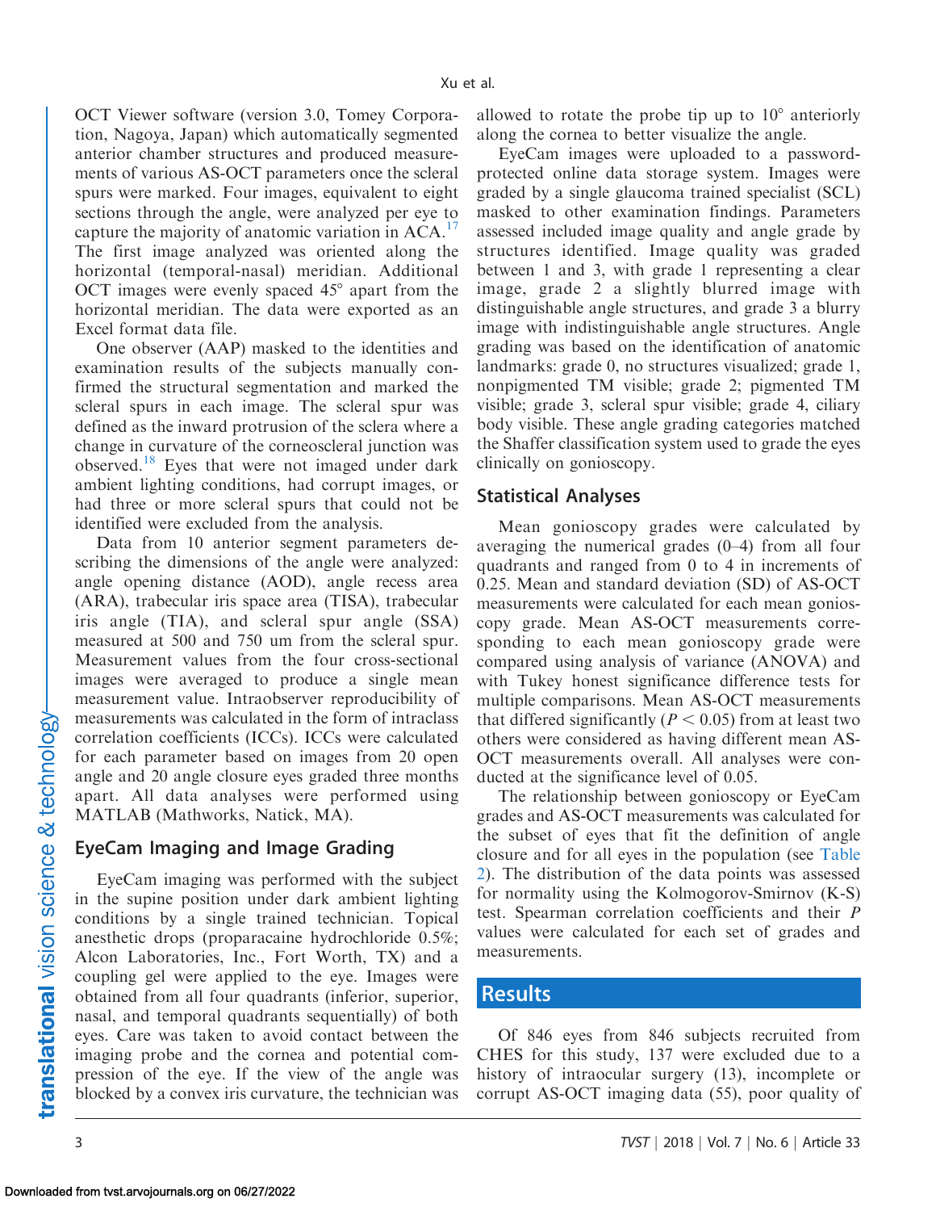OCT Viewer software (version 3.0, Tomey Corporation, Nagoya, Japan) which automatically segmented anterior chamber structures and produced measurements of various AS-OCT parameters once the scleral spurs were marked. Four images, equivalent to eight sections through the angle, were analyzed per eye to capture the majority of anatomic variation in ACA.[17] The first image analyzed was oriented along the horizontal (temporal-nasal) meridian. Additional OCT images were evenly spaced 45° apart from the horizontal meridian. The data were exported as an Excel format data file.

One observer (AAP) masked to the identities and examination results of the subjects manually confirmed the structural segmentation and marked the scleral spurs in each image. The scleral spur was defined as the inward protrusion of the sclera where a change in curvature of the corneoscleral junction was observed.[18] Eyes that were not imaged under dark ambient lighting conditions, had corrupt images, or had three or more scleral spurs that could not be identified were excluded from the analysis.

Data from 10 anterior segment parameters describing the dimensions of the angle were analyzed: angle opening distance (AOD), angle recess area (ARA), trabecular iris space area (TISA), trabecular iris angle (TIA), and scleral spur angle (SSA) measured at 500 and 750 um from the scleral spur. Measurement values from the four cross-sectional images were averaged to produce a single mean measurement value. Intraobserver reproducibility of measurements was calculated in the form of intraclass correlation coefficients (ICCs). ICCs were calculated for each parameter based on images from 20 open angle and 20 angle closure eyes graded three months apart. All data analyses were performed using MATLAB (Mathworks, Natick, MA).

## EyeCam Imaging and Image Grading

EyeCam imaging was performed with the subject in the supine position under dark ambient lighting conditions by a single trained technician. Topical anesthetic drops (proparacaine hydrochloride 0.5%; Alcon Laboratories, Inc., Fort Worth, TX) and a coupling gel were applied to the eye. Images were obtained from all four quadrants (inferior, superior, nasal, and temporal quadrants sequentially) of both eyes. Care was taken to avoid contact between the imaging probe and the cornea and potential compression of the eye. If the view of the angle was blocked by a convex iris curvature, the technician was allowed to rotate the probe tip up to 10° anteriorly along the cornea to better visualize the angle.

EyeCam images were uploaded to a password-protected online data storage system. Images were graded by a single glaucoma trained specialist (SCL) masked to other examination findings. Parameters assessed included image quality and angle grade by structures identified. Image quality was graded between 1 and 3, with grade 1 representing a clear image, grade 2 a slightly blurred image with distinguishable angle structures, and grade 3 a blurry image with indistinguishable angle structures. Angle grading was based on the identification of anatomic landmarks: grade 0, no structures visualized; grade 1, nonpigmented TM visible; grade 2; pigmented TM visible; grade 3, scleral spur visible; grade 4, ciliary body visible. These angle grading categories matched the Shaffer classification system used to grade the eyes clinically on gonioscopy.

## Statistical Analyses

Mean gonioscopy grades were calculated by averaging the numerical grades (0–4) from all four quadrants and ranged from 0 to 4 in increments of 0.25. Mean and standard deviation (SD) of AS-OCT measurements were calculated for each mean gonioscopy grade. Mean AS-OCT measurements corresponding to each mean gonioscopy grade were compared using analysis of variance (ANOVA) and with Tukey honest significance difference tests for multiple comparisons. Mean AS-OCT measurements that differed significantly ($P < 0.05$) from at least two others were considered as having different mean AS-OCT measurements overall. All analyses were conducted at the significance level of 0.05.

The relationship between gonioscopy or EyeCam grades and AS-OCT measurements was calculated for the subset of eyes that fit the definition of angle closure and for all eyes in the population (see Table 2). The distribution of the data points was assessed for normality using the Kolmogorov-Smirnov (K-S) test. Spearman correlation coefficients and their $P$ values were calculated for each set of grades and measurements.

# Results

Of 846 eyes from 846 subjects recruited from CHES for this study, 137 were excluded due to a history of intraocular surgery (13), incomplete or corrupt AS-OCT imaging data (55), poor quality of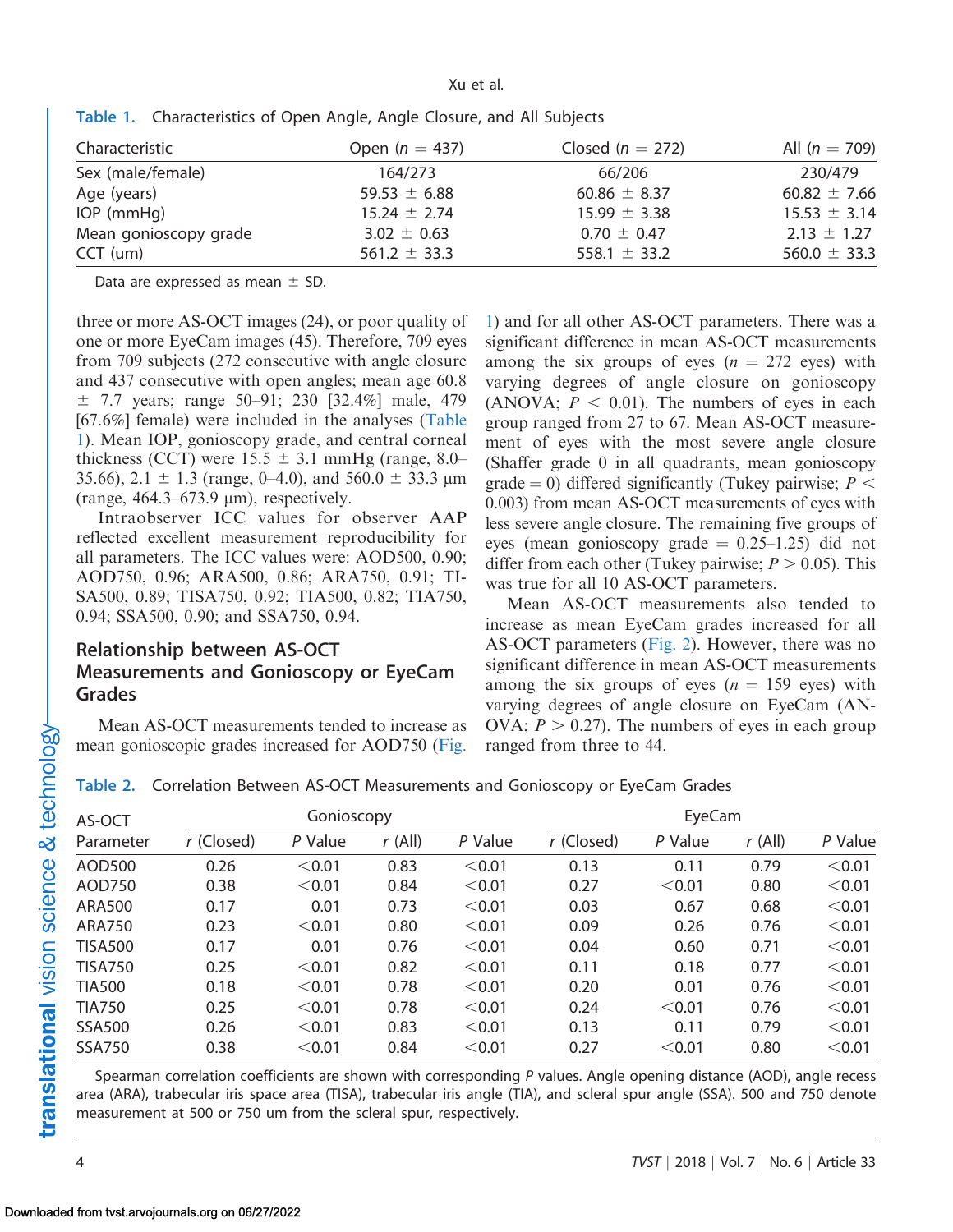Table 1. Characteristics of Open Angle, Angle Closure, and All Subjects

| Characteristic | Open ($n$ = 437) | Closed ($n$ = 272) | All ($n$ = 709) |
|---|---|---|---|
| Sex (male/female) | 164/273 | 66/206 | 230/479 |
| Age (years) | 59.53 ± 6.88 | 60.86 ± 8.37 | 60.82 ± 7.66 |
| IOP (mmHg) | 15.24 ± 2.74 | 15.99 ± 3.38 | 15.53 ± 3.14 |
| Mean gonioscopy grade | 3.02 ± 0.63 | 0.70 ± 0.47 | 2.13 ± 1.27 |
| CCT (um) | 561.2 ± 33.3 | 558.1 ± 33.2 | 560.0 ± 33.3 |

Data are expressed as mean ± SD.

three or more AS-OCT images (24), or poor quality of one or more EyeCam images (45). Therefore, 709 eyes from 709 subjects (272 consecutive with angle closure and 437 consecutive with open angles; mean age 60.8 ± 7.7 years; range 50–91; 230 [32.4%] male, 479 [67.6%] female) were included in the analyses (Table 1). Mean IOP, gonioscopy grade, and central corneal thickness (CCT) were 15.5 ± 3.1 mmHg (range, 8.0–35.66), 2.1 ± 1.3 (range, 0–4.0), and 560.0 ± 33.3 µm (range, 464.3–673.9 µm), respectively.

Intraobserver ICC values for observer AAP reflected excellent measurement reproducibility for all parameters. The ICC values were: AOD500, 0.90; AOD750, 0.96; ARA500, 0.86; ARA750, 0.91; TISA500, 0.89; TISA750, 0.92; TIA500, 0.82; TIA750, 0.94; SSA500, 0.90; and SSA750, 0.94.

## Relationship between AS-OCT Measurements and Gonioscopy or EyeCam Grades

Mean AS-OCT measurements tended to increase as mean gonioscopic grades increased for AOD750 (Fig. 1) and for all other AS-OCT parameters. There was a significant difference in mean AS-OCT measurements among the six groups of eyes ($n$ = 272 eyes) with varying degrees of angle closure on gonioscopy (ANOVA; $P < 0.01$). The numbers of eyes in each group ranged from 27 to 67. Mean AS-OCT measurement of eyes with the most severe angle closure (Shaffer grade 0 in all quadrants, mean gonioscopy grade = 0) differed significantly (Tukey pairwise; $P < 0.003$) from mean AS-OCT measurements of eyes with less severe angle closure. The remaining five groups of eyes (mean gonioscopy grade = 0.25–1.25) did not differ from each other (Tukey pairwise; $P > 0.05$). This was true for all 10 AS-OCT parameters.

Mean AS-OCT measurements also tended to increase as mean EyeCam grades increased for all AS-OCT parameters (Fig. 2). However, there was no significant difference in mean AS-OCT measurements among the six groups of eyes ($n$ = 159 eyes) with varying degrees of angle closure on EyeCam (ANOVA; $P > 0.27$). The numbers of eyes in each group ranged from three to 44.

Table 2. Correlation Between AS-OCT Measurements and Gonioscopy or EyeCam Grades

| AS-OCT | Gonioscopy | | | | EyeCam | | | |
|---|---|---|---|---|---|---|---|---|
| Parameter | $r$ (Closed) | $P$ Value | $r$ (All) | $P$ Value | $r$ (Closed) | $P$ Value | $r$ (All) | $P$ Value |
| AOD500 | 0.26 | <0.01 | 0.83 | <0.01 | 0.13 | 0.11 | 0.79 | <0.01 |
| AOD750 | 0.38 | <0.01 | 0.84 | <0.01 | 0.27 | <0.01 | 0.80 | <0.01 |
| ARA500 | 0.17 | 0.01 | 0.73 | <0.01 | 0.03 | 0.67 | 0.68 | <0.01 |
| ARA750 | 0.23 | <0.01 | 0.80 | <0.01 | 0.09 | 0.26 | 0.76 | <0.01 |
| TISA500 | 0.17 | 0.01 | 0.76 | <0.01 | 0.04 | 0.60 | 0.71 | <0.01 |
| TISA750 | 0.25 | <0.01 | 0.82 | <0.01 | 0.11 | 0.18 | 0.77 | <0.01 |
| TIA500 | 0.18 | <0.01 | 0.78 | <0.01 | 0.20 | 0.01 | 0.76 | <0.01 |
| TIA750 | 0.25 | <0.01 | 0.78 | <0.01 | 0.24 | <0.01 | 0.76 | <0.01 |
| SSA500 | 0.26 | <0.01 | 0.83 | <0.01 | 0.13 | 0.11 | 0.79 | <0.01 |
| SSA750 | 0.38 | <0.01 | 0.84 | <0.01 | 0.27 | <0.01 | 0.80 | <0.01 |

Spearman correlation coefficients are shown with corresponding $P$ values. Angle opening distance (AOD), angle recess area (ARA), trabecular iris space area (TISA), trabecular iris angle (TIA), and scleral spur angle (SSA). 500 and 750 denote measurement at 500 or 750 um from the scleral spur, respectively.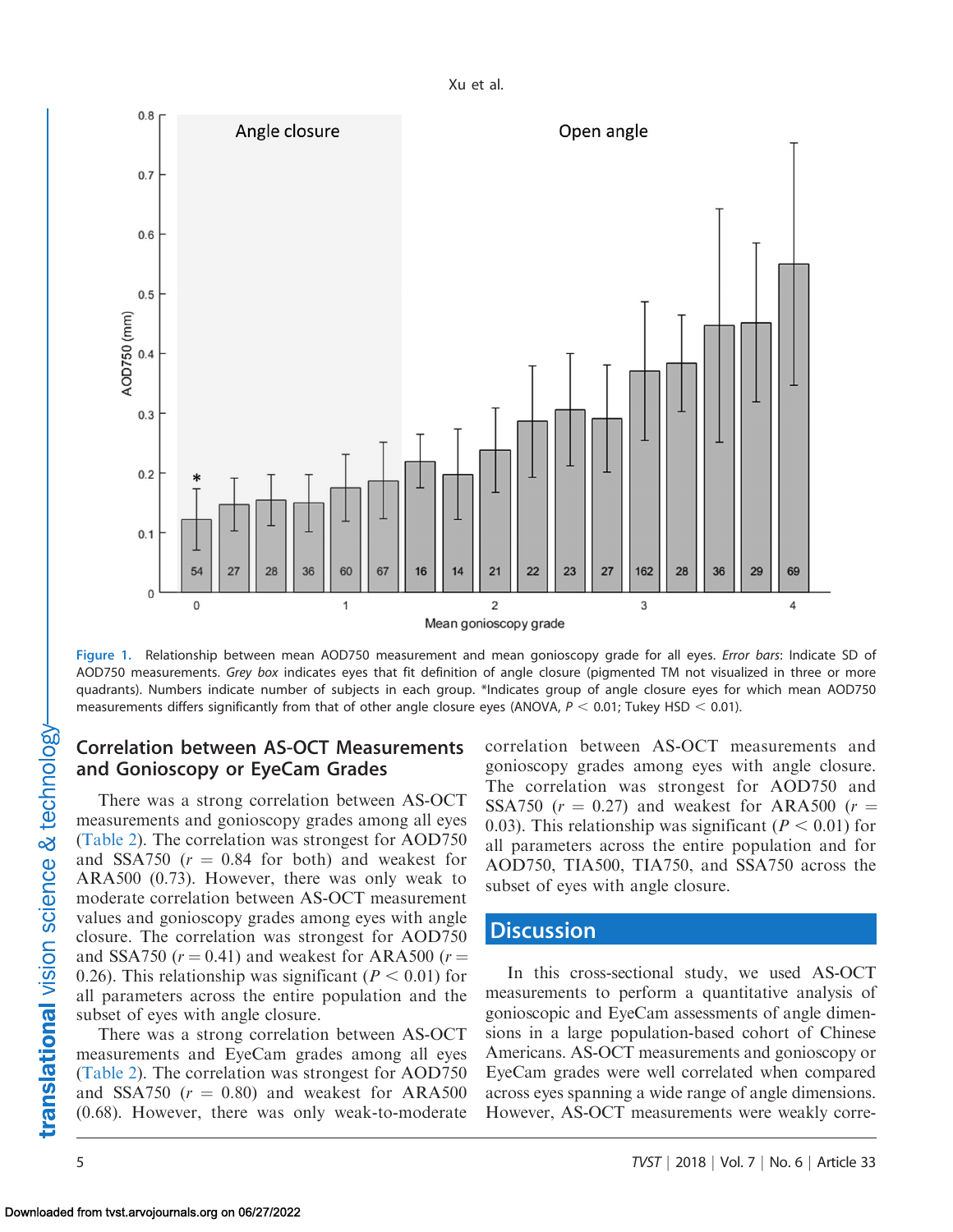Figure 1. Relationship between mean AOD750 measurement and mean gonioscopy grade for all eyes. *Error bars*: Indicate SD of AOD750 measurements. *Grey box* indicates eyes that fit definition of angle closure (pigmented TM not visualized in three or more quadrants). Numbers indicate number of subjects in each group. *Indicates group of angle closure eyes for which mean AOD750 measurements differs significantly from that of other angle closure eyes (ANOVA, $P < 0.01$; Tukey HSD $< 0.01$).

## Correlation between AS-OCT Measurements and Gonioscopy or EyeCam Grades

There was a strong correlation between AS-OCT measurements and gonioscopy grades among all eyes (Table 2). The correlation was strongest for AOD750 and SSA750 ($r = 0.84$ for both) and weakest for ARA500 (0.73). However, there was only weak to moderate correlation between AS-OCT measurement values and gonioscopy grades among eyes with angle closure. The correlation was strongest for AOD750 and SSA750 ($r = 0.41$) and weakest for ARA500 ($r = 0.26$). This relationship was significant ($P < 0.01$) for all parameters across the entire population and the subset of eyes with angle closure.

There was a strong correlation between AS-OCT measurements and EyeCam grades among all eyes (Table 2). The correlation was strongest for AOD750 and SSA750 ($r = 0.80$) and weakest for ARA500 (0.68). However, there was only weak-to-moderate correlation between AS-OCT measurements and gonioscopy grades among eyes with angle closure. The correlation was strongest for AOD750 and SSA750 ($r = 0.27$) and weakest for ARA500 ($r = 0.03$). This relationship was significant ($P < 0.01$) for all parameters across the entire population and for AOD750, TIA500, TIA750, and SSA750 across the subset of eyes with angle closure.

## Discussion

In this cross-sectional study, we used AS-OCT measurements to perform a quantitative analysis of gonioscopic and EyeCam assessments of angle dimensions in a large population-based cohort of Chinese Americans. AS-OCT measurements and gonioscopy or EyeCam grades were well correlated when compared across eyes spanning a wide range of angle dimensions. However, AS-OCT measurements were weakly corre-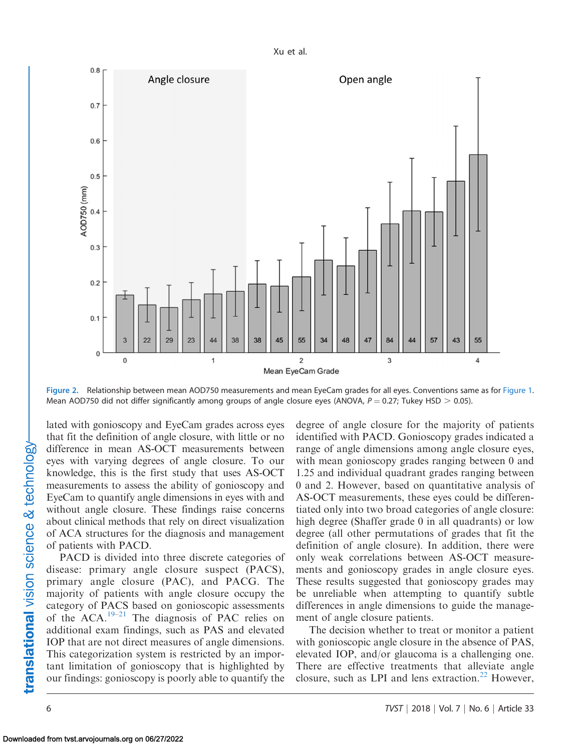Figure 2. Relationship between mean AOD750 measurements and mean EyeCam grades for all eyes. Conventions same as for Figure 1. Mean AOD750 did not differ significantly among groups of angle closure eyes (ANOVA, $P = 0.27$; Tukey HSD $> 0.05$).

lated with gonioscopy and EyeCam grades across eyes that fit the definition of angle closure, with little or no difference in mean AS-OCT measurements between eyes with varying degrees of angle closure. To our knowledge, this is the first study that uses AS-OCT measurements to assess the ability of gonioscopy and EyeCam to quantify angle dimensions in eyes with and without angle closure. These findings raise concerns about clinical methods that rely on direct visualization of ACA structures for the diagnosis and management of patients with PACD.

PACD is divided into three discrete categories of disease: primary angle closure suspect (PACS), primary angle closure (PAC), and PACG. The majority of patients with angle closure occupy the category of PACS based on gonioscopic assessments of the ACA.[19–21] The diagnosis of PAC relies on additional exam findings, such as PAS and elevated IOP that are not direct measures of angle dimensions. This categorization system is restricted by an important limitation of gonioscopy that is highlighted by our findings: gonioscopy is poorly able to quantify the degree of angle closure for the majority of patients identified with PACD. Gonioscopy grades indicated a range of angle dimensions among angle closure eyes, with mean gonioscopy grades ranging between 0 and 1.25 and individual quadrant grades ranging between 0 and 2. However, based on quantitative analysis of AS-OCT measurements, these eyes could be differentiated only into two broad categories of angle closure: high degree (Shaffer grade 0 in all quadrants) or low degree (all other permutations of grades that fit the definition of angle closure). In addition, there were only weak correlations between AS-OCT measurements and gonioscopy grades in angle closure eyes. These results suggested that gonioscopy grades may be unreliable when attempting to quantify subtle differences in angle dimensions to guide the management of angle closure patients.

The decision whether to treat or monitor a patient with gonioscopic angle closure in the absence of PAS, elevated IOP, and/or glaucoma is a challenging one. There are effective treatments that alleviate angle closure, such as LPI and lens extraction.[22] However,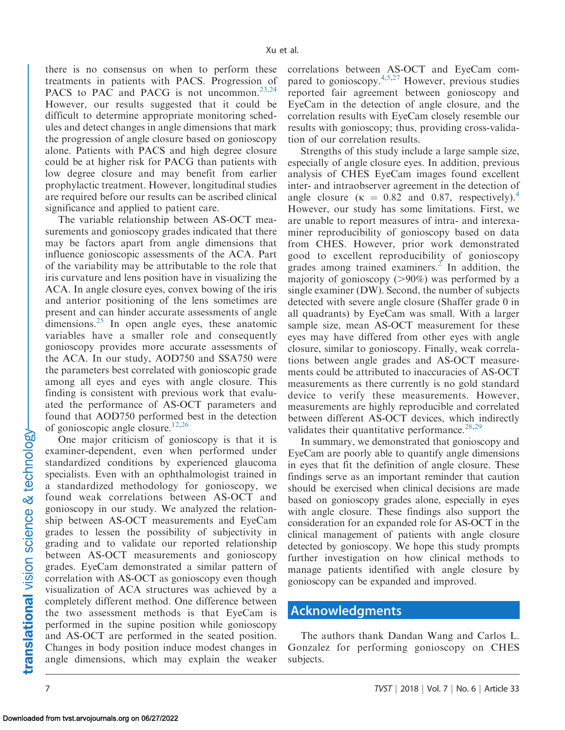there is no consensus on when to perform these treatments in patients with PACS. Progression of PACS to PAC and PACG is not uncommon.[23,24] However, our results suggested that it could be difficult to determine appropriate monitoring schedules and detect changes in angle dimensions that mark the progression of angle closure based on gonioscopy alone. Patients with PACS and high degree closure could be at higher risk for PACG than patients with low degree closure and may benefit from earlier prophylactic treatment. However, longitudinal studies are required before our results can be ascribed clinical significance and applied to patient care.

The variable relationship between AS-OCT measurements and gonioscopy grades indicated that there may be factors apart from angle dimensions that influence gonioscopic assessments of the ACA. Part of the variability may be attributable to the role that iris curvature and lens position have in visualizing the ACA. In angle closure eyes, convex bowing of the iris and anterior positioning of the lens sometimes are present and can hinder accurate assessments of angle dimensions.[25] In open angle eyes, these anatomic variables have a smaller role and consequently gonioscopy provides more accurate assessments of the ACA. In our study, AOD750 and SSA750 were the parameters best correlated with gonioscopic grade among all eyes and eyes with angle closure. This finding is consistent with previous work that evaluated the performance of AS-OCT parameters and found that AOD750 performed best in the detection of gonioscopic angle closure.[12,26]

One major criticism of gonioscopy is that it is examiner-dependent, even when performed under standardized conditions by experienced glaucoma specialists. Even with an ophthalmologist trained in a standardized methodology for gonioscopy, we found weak correlations between AS-OCT and gonioscopy in our study. We analyzed the relationship between AS-OCT measurements and EyeCam grades to lessen the possibility of subjectivity in grading and to validate our reported relationship between AS-OCT measurements and gonioscopy grades. EyeCam demonstrated a similar pattern of correlation with AS-OCT as gonioscopy even though visualization of ACA structures was achieved by a completely different method. One difference between the two assessment methods is that EyeCam is performed in the supine position while gonioscopy and AS-OCT are performed in the seated position. Changes in body position induce modest changes in angle dimensions, which may explain the weaker correlations between AS-OCT and EyeCam compared to gonioscopy.[4,5,27] However, previous studies reported fair agreement between gonioscopy and EyeCam in the detection of angle closure, and the correlation results with EyeCam closely resemble our results with gonioscopy; thus, providing cross-validation of our correlation results.

Strengths of this study include a large sample size, especially of angle closure eyes. In addition, previous analysis of CHES EyeCam images found excellent inter- and intraobserver agreement in the detection of angle closure ($\kappa = 0.82$ and $0.87$, respectively).[4] However, our study has some limitations. First, we are unable to report measures of intra- and interexaminer reproducibility of gonioscopy based on data from CHES. However, prior work demonstrated good to excellent reproducibility of gonioscopy grades among trained examiners.[2] In addition, the majority of gonioscopy (>90%) was performed by a single examiner (DW). Second, the number of subjects detected with severe angle closure (Shaffer grade 0 in all quadrants) by EyeCam was small. With a larger sample size, mean AS-OCT measurement for these eyes may have differed from other eyes with angle closure, similar to gonioscopy. Finally, weak correlations between angle grades and AS-OCT measurements could be attributed to inaccuracies of AS-OCT measurements as there currently is no gold standard device to verify these measurements. However, measurements are highly reproducible and correlated between different AS-OCT devices, which indirectly validates their quantitative performance.[28,29]

In summary, we demonstrated that gonioscopy and EyeCam are poorly able to quantify angle dimensions in eyes that fit the definition of angle closure. These findings serve as an important reminder that caution should be exercised when clinical decisions are made based on gonioscopy grades alone, especially in eyes with angle closure. These findings also support the consideration for an expanded role for AS-OCT in the clinical management of patients with angle closure detected by gonioscopy. We hope this study prompts further investigation on how clinical methods to manage patients identified with angle closure by gonioscopy can be expanded and improved.

## Acknowledgments

The authors thank Dandan Wang and Carlos L. Gonzalez for performing gonioscopy on CHES subjects.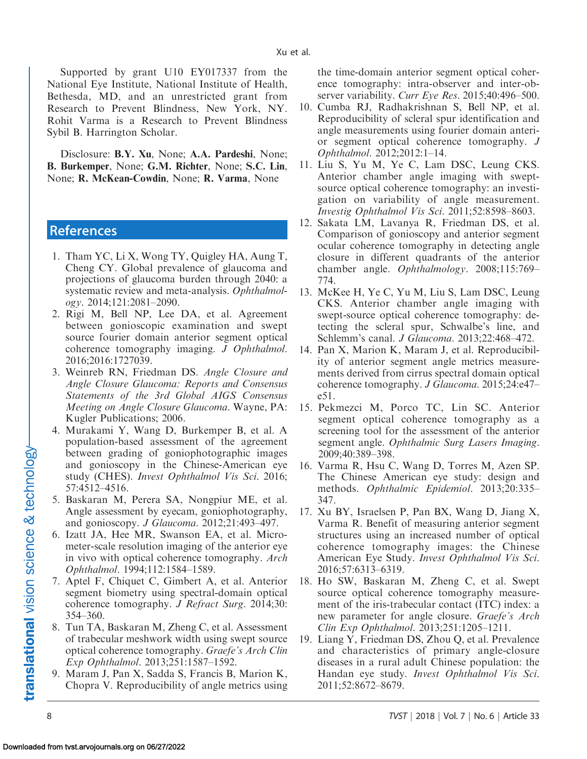Supported by grant U10 EY017337 from the National Eye Institute, National Institute of Health, Bethesda, MD, and an unrestricted grant from Research to Prevent Blindness, New York, NY. Rohit Varma is a Research to Prevent Blindness Sybil B. Harrington Scholar.

Disclosure: **B.Y. Xu**, None; **A.A. Pardeshi**, None; **B. Burkemper**, None; **G.M. Richter**, None; **S.C. Lin**, None; **R. McKean-Cowdin**, None; **R. Varma**, None

## References

1. Tham YC, Li X, Wong TY, Quigley HA, Aung T, Cheng CY. Global prevalence of glaucoma and projections of glaucoma burden through 2040: a systematic review and meta-analysis. *Ophthalmology*. 2014;121:2081–2090.
2. Rigi M, Bell NP, Lee DA, et al. Agreement between gonioscopic examination and swept source fourier domain anterior segment optical coherence tomography imaging. *J Ophthalmol*. 2016;2016:1727039.
3. Weinreb RN, Friedman DS. *Angle Closure and Angle Closure Glaucoma: Reports and Consensus Statements of the 3rd Global AIGS Consensus Meeting on Angle Closure Glaucoma*. Wayne, PA: Kugler Publications; 2006.
4. Murakami Y, Wang D, Burkemper B, et al. A population-based assessment of the agreement between grading of goniophotographic images and gonioscopy in the Chinese-American eye study (CHES). *Invest Ophthalmol Vis Sci*. 2016;57:4512–4516.
5. Baskaran M, Perera SA, Nongpiur ME, et al. Angle assessment by eyecam, goniophotography, and gonioscopy. *J Glaucoma*. 2012;21:493–497.
6. Izatt JA, Hee MR, Swanson EA, et al. Micrometer-scale resolution imaging of the anterior eye in vivo with optical coherence tomography. *Arch Ophthalmol*. 1994;112:1584–1589.
7. Aptel F, Chiquet C, Gimbert A, et al. Anterior segment biometry using spectral-domain optical coherence tomography. *J Refract Surg*. 2014;30:354–360.
8. Tun TA, Baskaran M, Zheng C, et al. Assessment of trabecular meshwork width using swept source optical coherence tomography. *Graefe's Arch Clin Exp Ophthalmol*. 2013;251:1587–1592.
9. Maram J, Pan X, Sadda S, Francis B, Marion K, Chopra V. Reproducibility of angle metrics using the time-domain anterior segment optical coherence tomography: intra-observer and inter-observer variability. *Curr Eye Res*. 2015;40:496–500.
10. Cumba RJ, Radhakrishnan S, Bell NP, et al. Reproducibility of scleral spur identification and angle measurements using fourier domain anterior segment optical coherence tomography. *J Ophthalmol*. 2012;2012:1–14.
11. Liu S, Yu M, Ye C, Lam DSC, Leung CKS. Anterior chamber angle imaging with swept-source optical coherence tomography: an investigation on variability of angle measurement. *Investig Ophthalmol Vis Sci*. 2011;52:8598–8603.
12. Sakata LM, Lavanya R, Friedman DS, et al. Comparison of gonioscopy and anterior segment ocular coherence tomography in detecting angle closure in different quadrants of the anterior chamber angle. *Ophthalmology*. 2008;115:769–774.
13. McKee H, Ye C, Yu M, Liu S, Lam DSC, Leung CKS. Anterior chamber angle imaging with swept-source optical coherence tomography: detecting the scleral spur, Schwalbe's line, and Schlemm's canal. *J Glaucoma*. 2013;22:468–472.
14. Pan X, Marion K, Maram J, et al. Reproducibility of anterior segment angle metrics measurements derived from cirrus spectral domain optical coherence tomography. *J Glaucoma*. 2015;24:e47–e51.
15. Pekmezci M, Porco TC, Lin SC. Anterior segment optical coherence tomography as a screening tool for the assessment of the anterior segment angle. *Ophthalmic Surg Lasers Imaging*. 2009;40:389–398.
16. Varma R, Hsu C, Wang D, Torres M, Azen SP. The Chinese American eye study: design and methods. *Ophthalmic Epidemiol*. 2013;20:335–347.
17. Xu BY, Israelsen P, Pan BX, Wang D, Jiang X, Varma R. Benefit of measuring anterior segment structures using an increased number of optical coherence tomography images: the Chinese American Eye Study. *Invest Ophthalmol Vis Sci*. 2016;57:6313–6319.
18. Ho SW, Baskaran M, Zheng C, et al. Swept source optical coherence tomography measurement of the iris-trabecular contact (ITC) index: a new parameter for angle closure. *Graefe's Arch Clin Exp Ophthalmol*. 2013;251:1205–1211.
19. Liang Y, Friedman DS, Zhou Q, et al. Prevalence and characteristics of primary angle-closure diseases in a rural adult Chinese population: the Handan eye study. *Invest Ophthalmol Vis Sci*. 2011;52:8672–8679.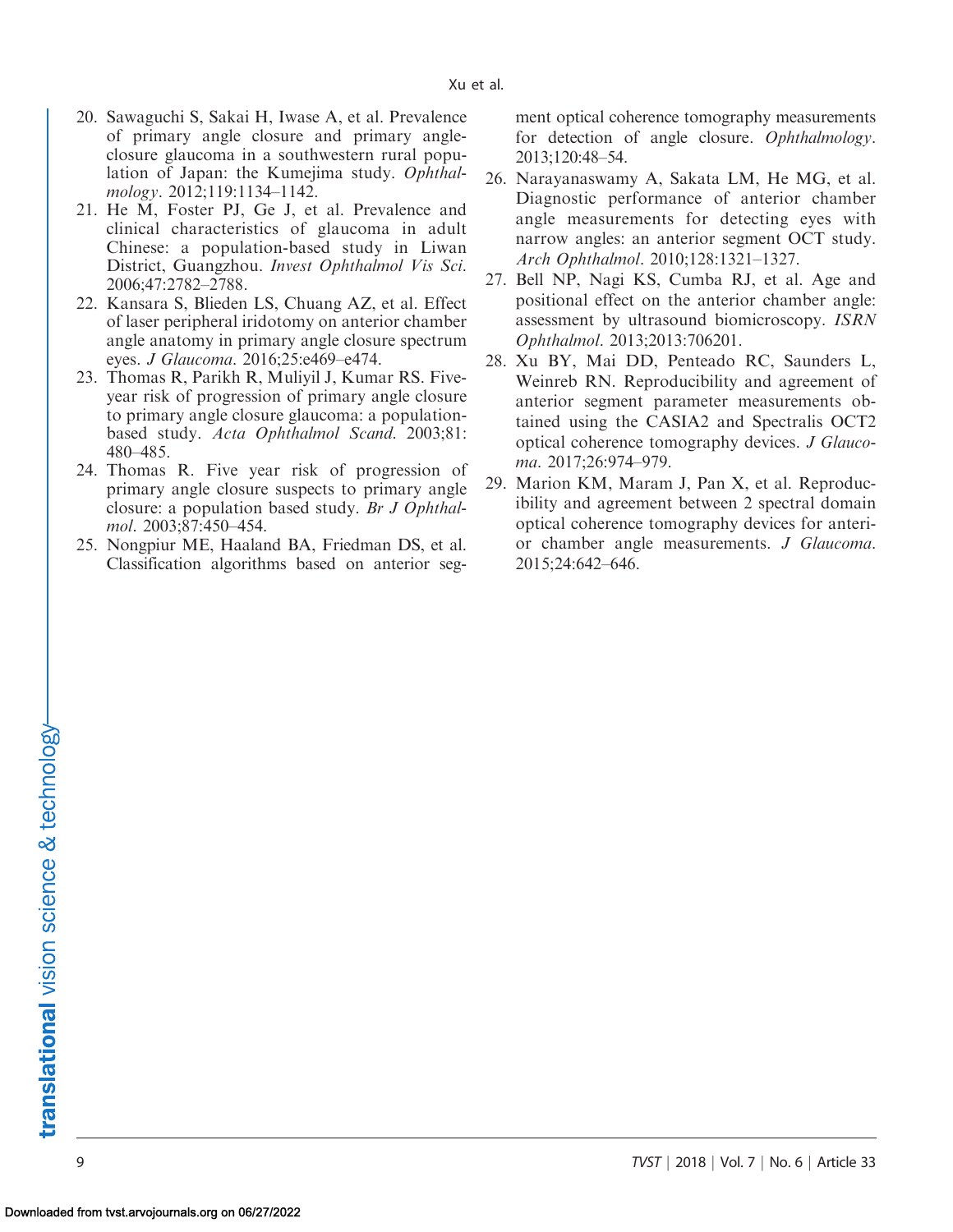20. Sawaguchi S, Sakai H, Iwase A, et al. Prevalence of primary angle closure and primary angle-closure glaucoma in a southwestern rural population of Japan: the Kumejima study. *Ophthalmology*. 2012;119:1134–1142.
21. He M, Foster PJ, Ge J, et al. Prevalence and clinical characteristics of glaucoma in adult Chinese: a population-based study in Liwan District, Guangzhou. *Invest Ophthalmol Vis Sci*. 2006;47:2782–2788.
22. Kansara S, Blieden LS, Chuang AZ, et al. Effect of laser peripheral iridotomy on anterior chamber angle anatomy in primary angle closure spectrum eyes. *J Glaucoma*. 2016;25:e469–e474.
23. Thomas R, Parikh R, Muliyil J, Kumar RS. Five-year risk of progression of primary angle closure to primary angle closure glaucoma: a population-based study. *Acta Ophthalmol Scand*. 2003;81: 480–485.
24. Thomas R. Five year risk of progression of primary angle closure suspects to primary angle closure: a population based study. *Br J Ophthalmol*. 2003;87:450–454.
25. Nongpiur ME, Haaland BA, Friedman DS, et al. Classification algorithms based on anterior segment optical coherence tomography measurements for detection of angle closure. *Ophthalmology*. 2013;120:48–54.
26. Narayanaswamy A, Sakata LM, He MG, et al. Diagnostic performance of anterior chamber angle measurements for detecting eyes with narrow angles: an anterior segment OCT study. *Arch Ophthalmol*. 2010;128:1321–1327.
27. Bell NP, Nagi KS, Cumba RJ, et al. Age and positional effect on the anterior chamber angle: assessment by ultrasound biomicroscopy. *ISRN Ophthalmol*. 2013;2013:706201.
28. Xu BY, Mai DD, Penteado RC, Saunders L, Weinreb RN. Reproducibility and agreement of anterior segment parameter measurements obtained using the CASIA2 and Spectralis OCT2 optical coherence tomography devices. *J Glaucoma*. 2017;26:974–979.
29. Marion KM, Maram J, Pan X, et al. Reproducibility and agreement between 2 spectral domain optical coherence tomography devices for anterior chamber angle measurements. *J Glaucoma*. 2015;24:642–646.